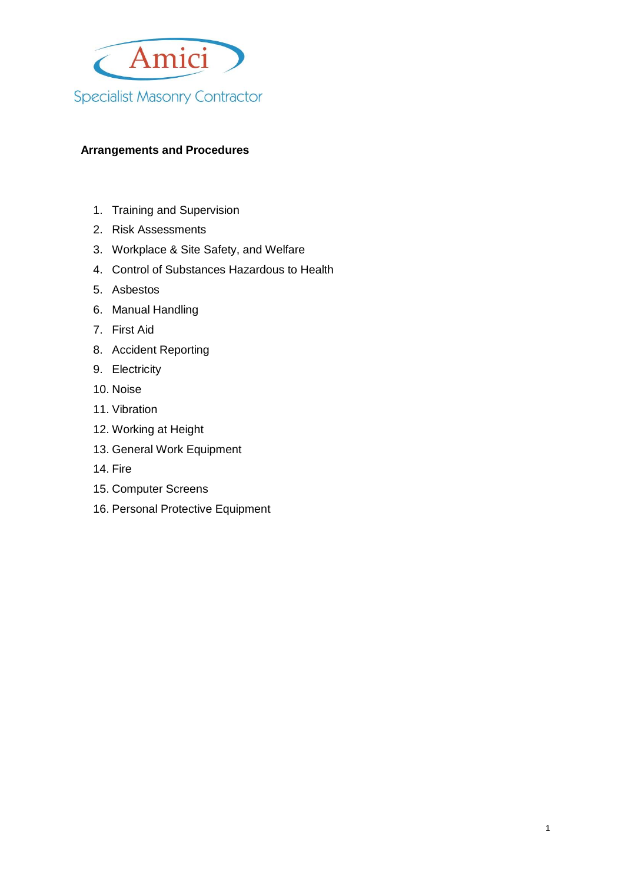Amici

Specialist Masonry Contractor

**Arrangements and Procedures**

1. Training and Supervision
2. Risk Assessments
3. Workplace & Site Safety, and Welfare
4. Control of Substances Hazardous to Health
5. Asbestos
6. Manual Handling
7. First Aid
8. Accident Reporting
9. Electricity
10. Noise
11. Vibration
12. Working at Height
13. General Work Equipment
14. Fire
15. Computer Screens
16. Personal Protective Equipment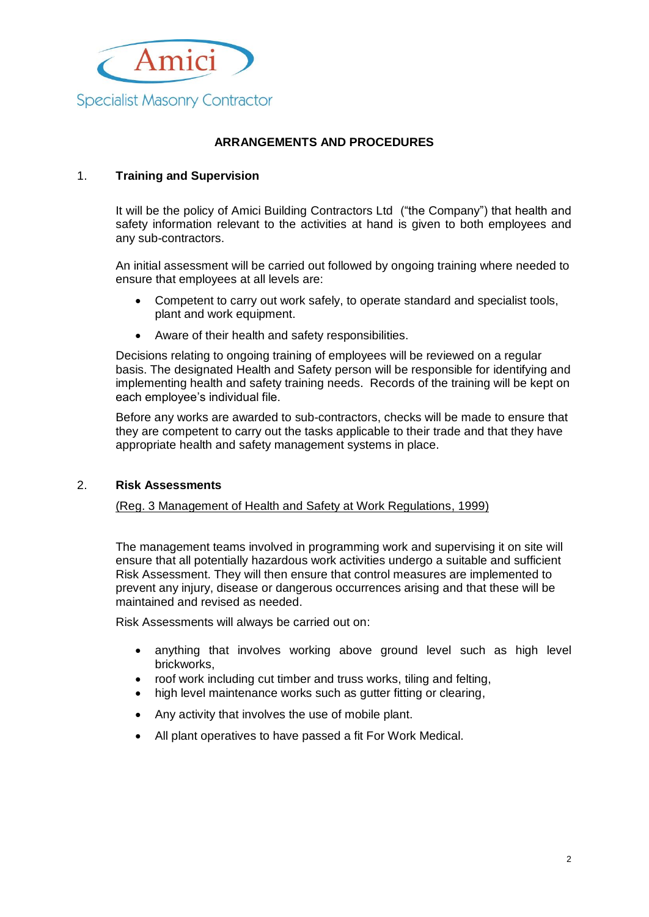Amici

Specialist Masonry Contractor

## ARRANGEMENTS AND PROCEDURES

### 1. Training and Supervision

It will be the policy of Amici Building Contractors Ltd ("the Company") that health and safety information relevant to the activities at hand is given to both employees and any sub-contractors.

An initial assessment will be carried out followed by ongoing training where needed to ensure that employees at all levels are:

- Competent to carry out work safely, to operate standard and specialist tools, plant and work equipment.
- Aware of their health and safety responsibilities.

Decisions relating to ongoing training of employees will be reviewed on a regular basis. The designated Health and Safety person will be responsible for identifying and implementing health and safety training needs. Records of the training will be kept on each employee's individual file.

Before any works are awarded to sub-contractors, checks will be made to ensure that they are competent to carry out the tasks applicable to their trade and that they have appropriate health and safety management systems in place.

### 2. Risk Assessments

(Reg. 3 Management of Health and Safety at Work Regulations, 1999)

The management teams involved in programming work and supervising it on site will ensure that all potentially hazardous work activities undergo a suitable and sufficient Risk Assessment. They will then ensure that control measures are implemented to prevent any injury, disease or dangerous occurrences arising and that these will be maintained and revised as needed.

Risk Assessments will always be carried out on:

- anything that involves working above ground level such as high level brickworks,
- roof work including cut timber and truss works, tiling and felting,
- high level maintenance works such as gutter fitting or clearing,
- Any activity that involves the use of mobile plant.
- All plant operatives to have passed a fit For Work Medical.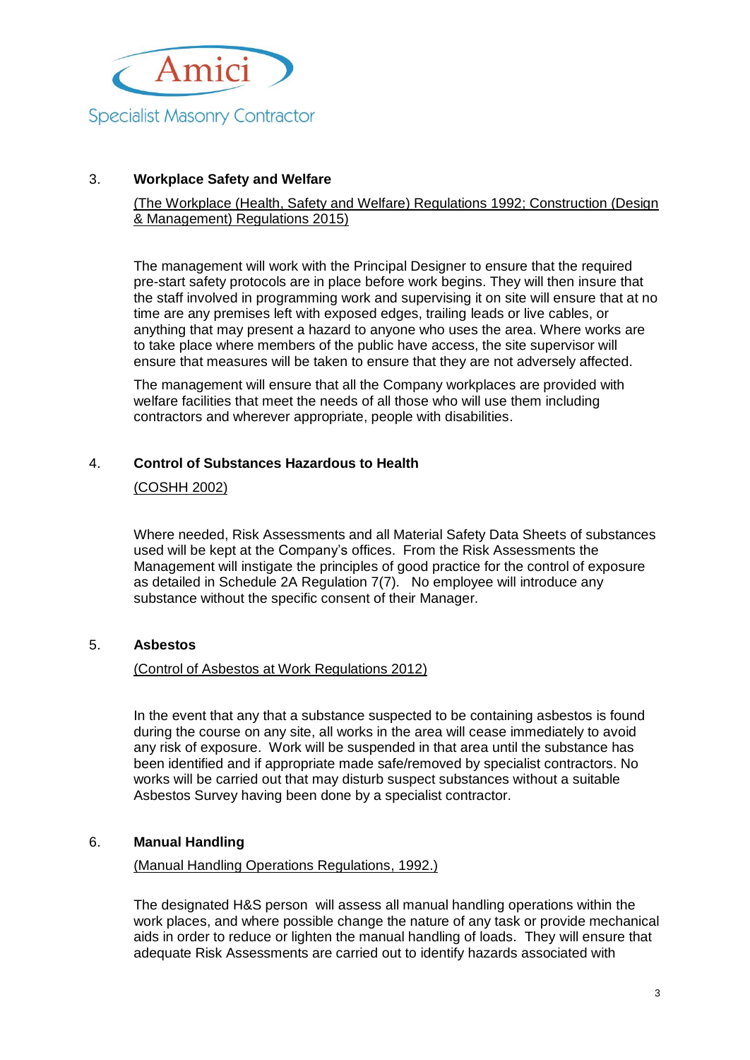## 3. Workplace Safety and Welfare

(The Workplace (Health, Safety and Welfare) Regulations 1992; Construction (Design & Management) Regulations 2015)

The management will work with the Principal Designer to ensure that the required pre-start safety protocols are in place before work begins. They will then insure that the staff involved in programming work and supervising it on site will ensure that at no time are any premises left with exposed edges, trailing leads or live cables, or anything that may present a hazard to anyone who uses the area. Where works are to take place where members of the public have access, the site supervisor will ensure that measures will be taken to ensure that they are not adversely affected.

The management will ensure that all the Company workplaces are provided with welfare facilities that meet the needs of all those who will use them including contractors and wherever appropriate, people with disabilities.

## 4. Control of Substances Hazardous to Health

(COSHH 2002)

Where needed, Risk Assessments and all Material Safety Data Sheets of substances used will be kept at the Company's offices. From the Risk Assessments the Management will instigate the principles of good practice for the control of exposure as detailed in Schedule 2A Regulation 7(7). No employee will introduce any substance without the specific consent of their Manager.

## 5. Asbestos

(Control of Asbestos at Work Regulations 2012)

In the event that any that a substance suspected to be containing asbestos is found during the course on any site, all works in the area will cease immediately to avoid any risk of exposure. Work will be suspended in that area until the substance has been identified and if appropriate made safe/removed by specialist contractors. No works will be carried out that may disturb suspect substances without a suitable Asbestos Survey having been done by a specialist contractor.

## 6. Manual Handling

(Manual Handling Operations Regulations, 1992.)

The designated H&S person will assess all manual handling operations within the work places, and where possible change the nature of any task or provide mechanical aids in order to reduce or lighten the manual handling of loads. They will ensure that adequate Risk Assessments are carried out to identify hazards associated with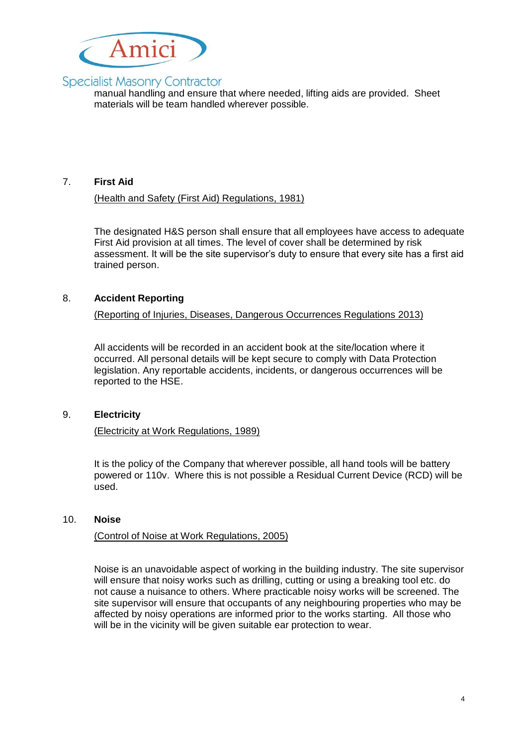manual handling and ensure that where needed, lifting aids are provided. Sheet materials will be team handled wherever possible.

## 7. First Aid

(Health and Safety (First Aid) Regulations, 1981)

The designated H&S person shall ensure that all employees have access to adequate First Aid provision at all times. The level of cover shall be determined by risk assessment. It will be the site supervisor's duty to ensure that every site has a first aid trained person.

## 8. Accident Reporting

(Reporting of Injuries, Diseases, Dangerous Occurrences Regulations 2013)

All accidents will be recorded in an accident book at the site/location where it occurred. All personal details will be kept secure to comply with Data Protection legislation. Any reportable accidents, incidents, or dangerous occurrences will be reported to the HSE.

## 9. Electricity

(Electricity at Work Regulations, 1989)

It is the policy of the Company that wherever possible, all hand tools will be battery powered or 110v. Where this is not possible a Residual Current Device (RCD) will be used.

## 10. Noise

(Control of Noise at Work Regulations, 2005)

Noise is an unavoidable aspect of working in the building industry. The site supervisor will ensure that noisy works such as drilling, cutting or using a breaking tool etc. do not cause a nuisance to others. Where practicable noisy works will be screened. The site supervisor will ensure that occupants of any neighbouring properties who may be affected by noisy operations are informed prior to the works starting. All those who will be in the vicinity will be given suitable ear protection to wear.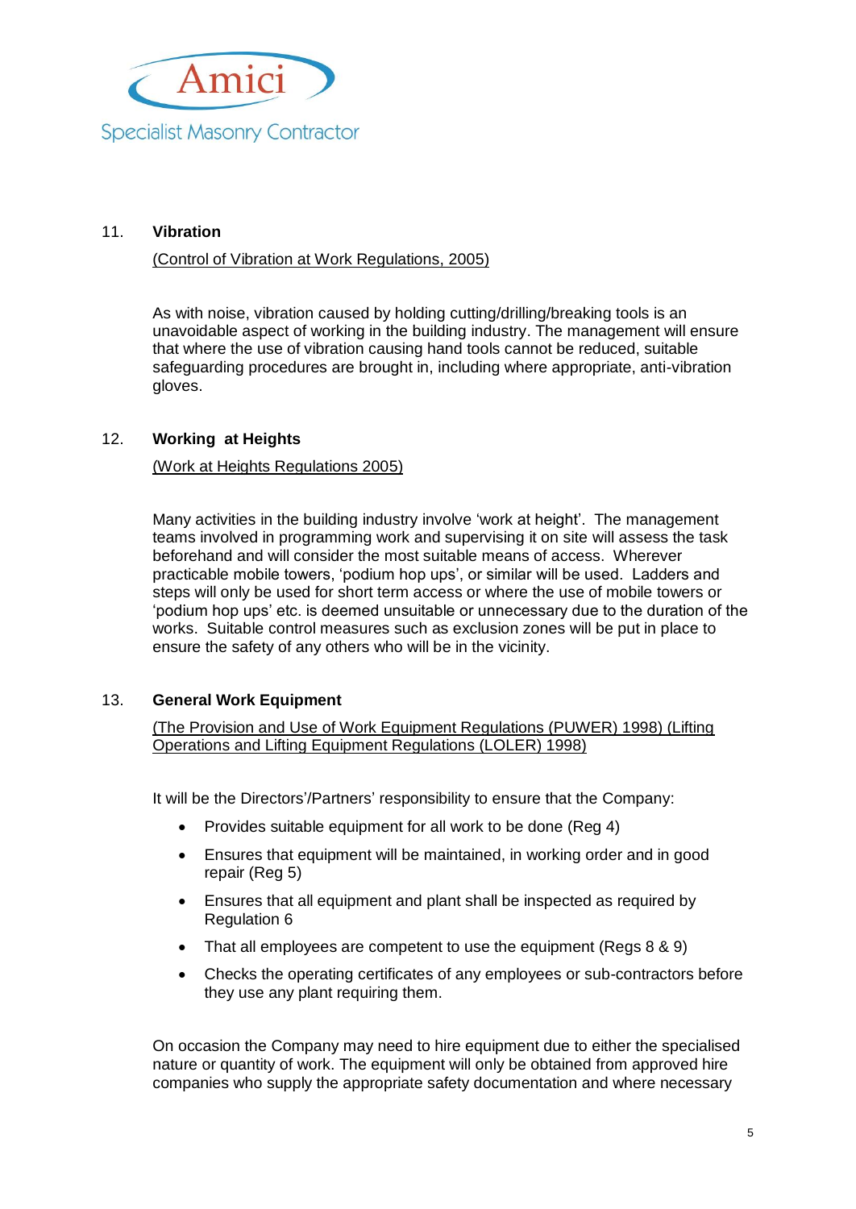## 11. Vibration

(Control of Vibration at Work Regulations, 2005)

As with noise, vibration caused by holding cutting/drilling/breaking tools is an unavoidable aspect of working in the building industry. The management will ensure that where the use of vibration causing hand tools cannot be reduced, suitable safeguarding procedures are brought in, including where appropriate, anti-vibration gloves.

## 12. Working at Heights

(Work at Heights Regulations 2005)

Many activities in the building industry involve 'work at height'. The management teams involved in programming work and supervising it on site will assess the task beforehand and will consider the most suitable means of access. Wherever practicable mobile towers, 'podium hop ups', or similar will be used. Ladders and steps will only be used for short term access or where the use of mobile towers or 'podium hop ups' etc. is deemed unsuitable or unnecessary due to the duration of the works. Suitable control measures such as exclusion zones will be put in place to ensure the safety of any others who will be in the vicinity.

## 13. General Work Equipment

(The Provision and Use of Work Equipment Regulations (PUWER) 1998) (Lifting Operations and Lifting Equipment Regulations (LOLER) 1998)

It will be the Directors'/Partners' responsibility to ensure that the Company:

- Provides suitable equipment for all work to be done (Reg 4)
- Ensures that equipment will be maintained, in working order and in good repair (Reg 5)
- Ensures that all equipment and plant shall be inspected as required by Regulation 6
- That all employees are competent to use the equipment (Regs 8 & 9)
- Checks the operating certificates of any employees or sub-contractors before they use any plant requiring them.

On occasion the Company may need to hire equipment due to either the specialised nature or quantity of work. The equipment will only be obtained from approved hire companies who supply the appropriate safety documentation and where necessary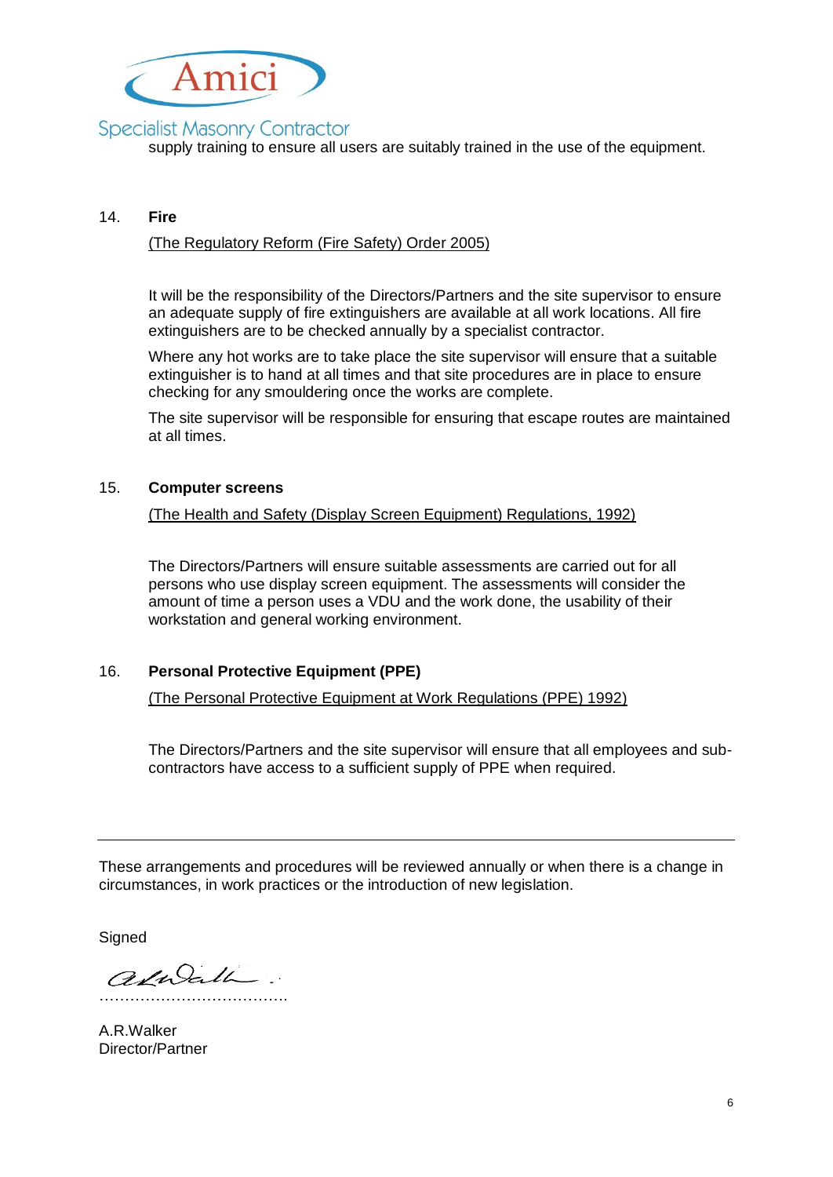supply training to ensure all users are suitably trained in the use of the equipment.

## 14. Fire

(The Regulatory Reform (Fire Safety) Order 2005)

It will be the responsibility of the Directors/Partners and the site supervisor to ensure an adequate supply of fire extinguishers are available at all work locations. All fire extinguishers are to be checked annually by a specialist contractor.

Where any hot works are to take place the site supervisor will ensure that a suitable extinguisher is to hand at all times and that site procedures are in place to ensure checking for any smouldering once the works are complete.

The site supervisor will be responsible for ensuring that escape routes are maintained at all times.

## 15. Computer screens

(The Health and Safety (Display Screen Equipment) Regulations, 1992)

The Directors/Partners will ensure suitable assessments are carried out for all persons who use display screen equipment. The assessments will consider the amount of time a person uses a VDU and the work done, the usability of their workstation and general working environment.

## 16. Personal Protective Equipment (PPE)

(The Personal Protective Equipment at Work Regulations (PPE) 1992)

The Directors/Partners and the site supervisor will ensure that all employees and sub-contractors have access to a sufficient supply of PPE when required.

---

These arrangements and procedures will be reviewed annually or when there is a change in circumstances, in work practices or the introduction of new legislation.

Signed

…………………………………

A.R.Walker
Director/Partner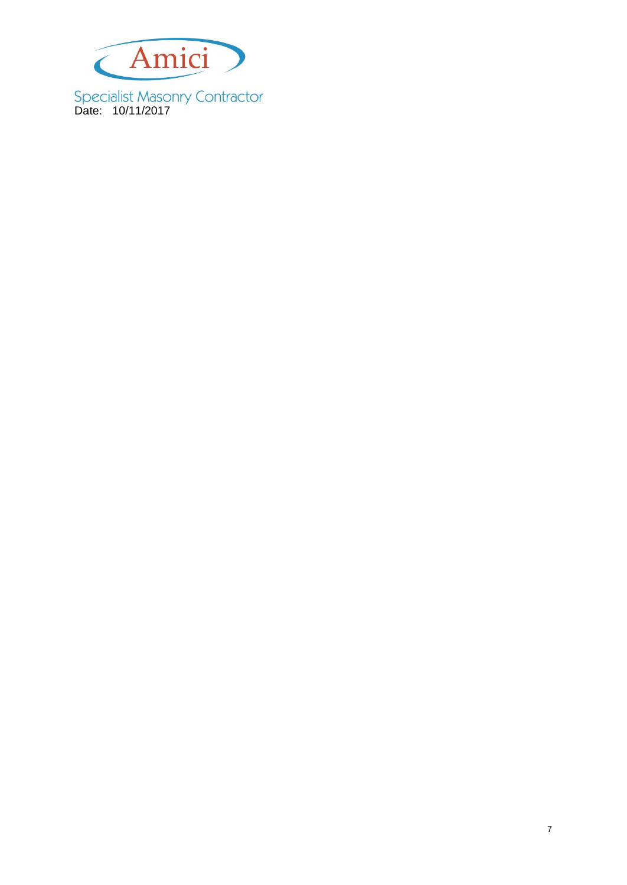Amici

Specialist Masonry Contractor

Date: 10/11/2017